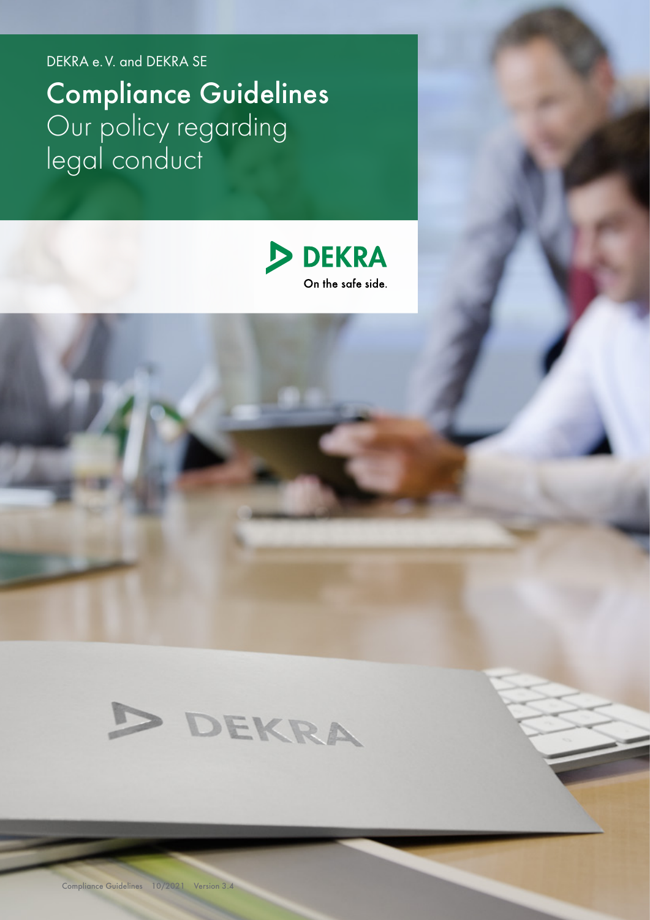DEKRA e. V. and DEKRA SE

# Compliance Guidelines
Our policy regarding legal conduct

DEKRA
On the safe side.

Compliance Guidelines 10/2021 Version 3.4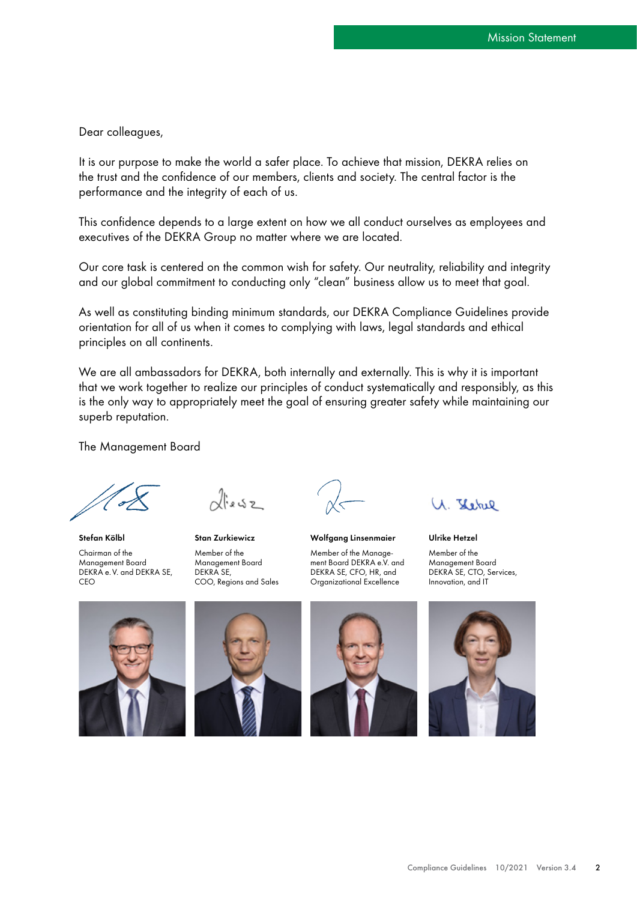# Mission Statement

Dear colleagues,

It is our purpose to make the world a safer place. To achieve that mission, DEKRA relies on the trust and the confidence of our members, clients and society. The central factor is the performance and the integrity of each of us.

This confidence depends to a large extent on how we all conduct ourselves as employees and executives of the DEKRA Group no matter where we are located.

Our core task is centered on the common wish for safety. Our neutrality, reliability and integrity and our global commitment to conducting only “clean” business allow us to meet that goal.

As well as constituting binding minimum standards, our DEKRA Compliance Guidelines provide orientation for all of us when it comes to complying with laws, legal standards and ethical principles on all continents.

We are all ambassadors for DEKRA, both internally and externally. This is why it is important that we work together to realize our principles of conduct systematically and responsibly, as this is the only way to appropriately meet the goal of ensuring greater safety while maintaining our superb reputation.

The Management Board

**Stefan Kölbl**
Chairman of the Management Board DEKRA e. V. and DEKRA SE, CEO

**Stan Zurkiewicz**
Member of the Management Board DEKRA SE, COO, Regions and Sales

**Wolfgang Linsenmaier**
Member of the Management Board DEKRA e.V. and DEKRA SE, CFO, HR, and Organizational Excellence

**Ulrike Hetzel**
Member of the Management Board DEKRA SE, CTO, Services, Innovation, and IT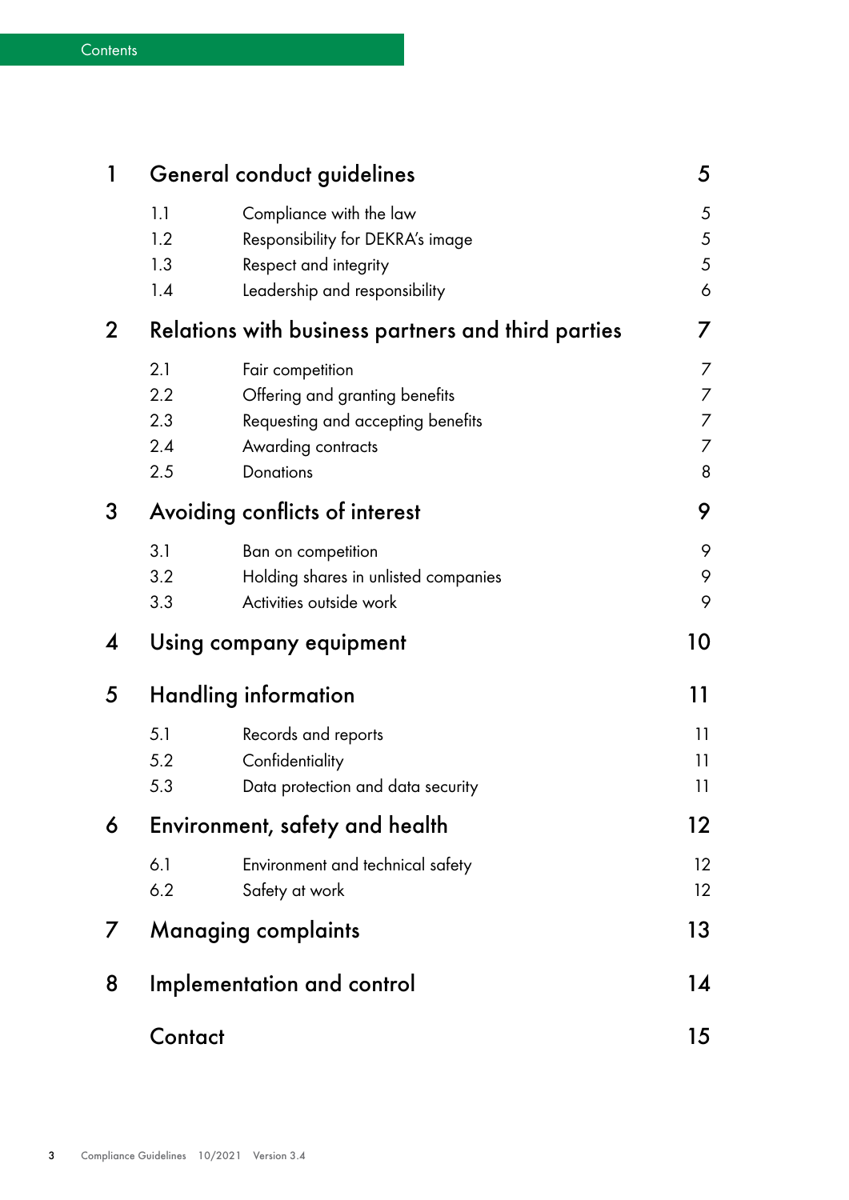# Contents

| | | | |
|---|---|---|---|
| **1** | **General conduct guidelines** | | **5** |
| | 1.1 | Compliance with the law | 5 |
| | 1.2 | Responsibility for DEKRA's image | 5 |
| | 1.3 | Respect and integrity | 5 |
| | 1.4 | Leadership and responsibility | 6 |
| **2** | **Relations with business partners and third parties** | | **7** |
| | 2.1 | Fair competition | 7 |
| | 2.2 | Offering and granting benefits | 7 |
| | 2.3 | Requesting and accepting benefits | 7 |
| | 2.4 | Awarding contracts | 7 |
| | 2.5 | Donations | 8 |
| **3** | **Avoiding conflicts of interest** | | **9** |
| | 3.1 | Ban on competition | 9 |
| | 3.2 | Holding shares in unlisted companies | 9 |
| | 3.3 | Activities outside work | 9 |
| **4** | **Using company equipment** | | **10** |
| **5** | **Handling information** | | **11** |
| | 5.1 | Records and reports | 11 |
| | 5.2 | Confidentiality | 11 |
| | 5.3 | Data protection and data security | 11 |
| **6** | **Environment, safety and health** | | **12** |
| | 6.1 | Environment and technical safety | 12 |
| | 6.2 | Safety at work | 12 |
| **7** | **Managing complaints** | | **13** |
| **8** | **Implementation and control** | | **14** |
| | **Contact** | | **15** |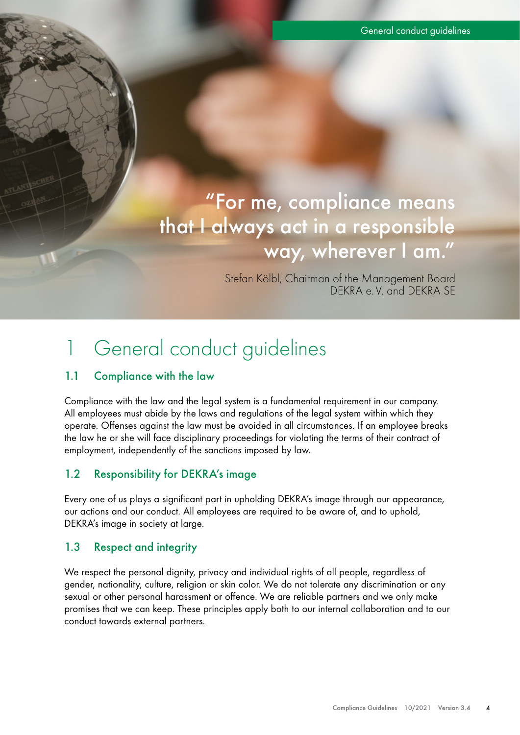> "For me, compliance means that I always act in a responsible way, wherever I am."
>
> Stefan Kölbl, Chairman of the Management Board DEKRA e. V. and DEKRA SE

# 1 General conduct guidelines

## 1.1 Compliance with the law

Compliance with the law and the legal system is a fundamental requirement in our company. All employees must abide by the laws and regulations of the legal system within which they operate. Offenses against the law must be avoided in all circumstances. If an employee breaks the law he or she will face disciplinary proceedings for violating the terms of their contract of employment, independently of the sanctions imposed by law.

## 1.2 Responsibility for DEKRA's image

Every one of us plays a significant part in upholding DEKRA's image through our appearance, our actions and our conduct. All employees are required to be aware of, and to uphold, DEKRA's image in society at large.

## 1.3 Respect and integrity

We respect the personal dignity, privacy and individual rights of all people, regardless of gender, nationality, culture, religion or skin color. We do not tolerate any discrimination or any sexual or other personal harassment or offence. We are reliable partners and we only make promises that we can keep. These principles apply both to our internal collaboration and to our conduct towards external partners.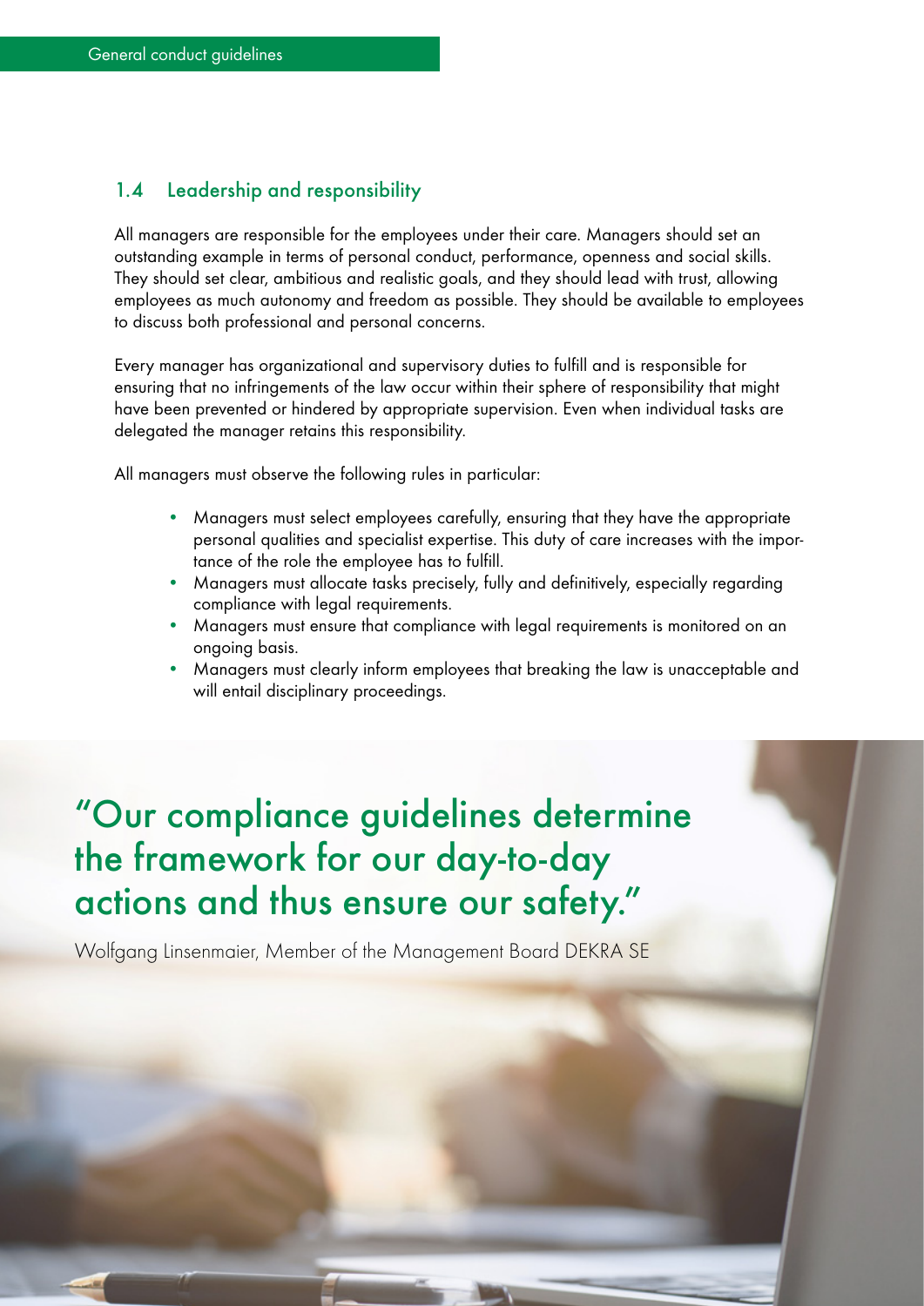## 1.4 Leadership and responsibility

All managers are responsible for the employees under their care. Managers should set an outstanding example in terms of personal conduct, performance, openness and social skills. They should set clear, ambitious and realistic goals, and they should lead with trust, allowing employees as much autonomy and freedom as possible. They should be available to employees to discuss both professional and personal concerns.

Every manager has organizational and supervisory duties to fulfill and is responsible for ensuring that no infringements of the law occur within their sphere of responsibility that might have been prevented or hindered by appropriate supervision. Even when individual tasks are delegated the manager retains this responsibility.

All managers must observe the following rules in particular:

- Managers must select employees carefully, ensuring that they have the appropriate personal qualities and specialist expertise. This duty of care increases with the importance of the role the employee has to fulfill.
- Managers must allocate tasks precisely, fully and definitively, especially regarding compliance with legal requirements.
- Managers must ensure that compliance with legal requirements is monitored on an ongoing basis.
- Managers must clearly inform employees that breaking the law is unacceptable and will entail disciplinary proceedings.

> "Our compliance guidelines determine the framework for our day-to-day actions and thus ensure our safety."

Wolfgang Linsenmaier, Member of the Management Board DEKRA SE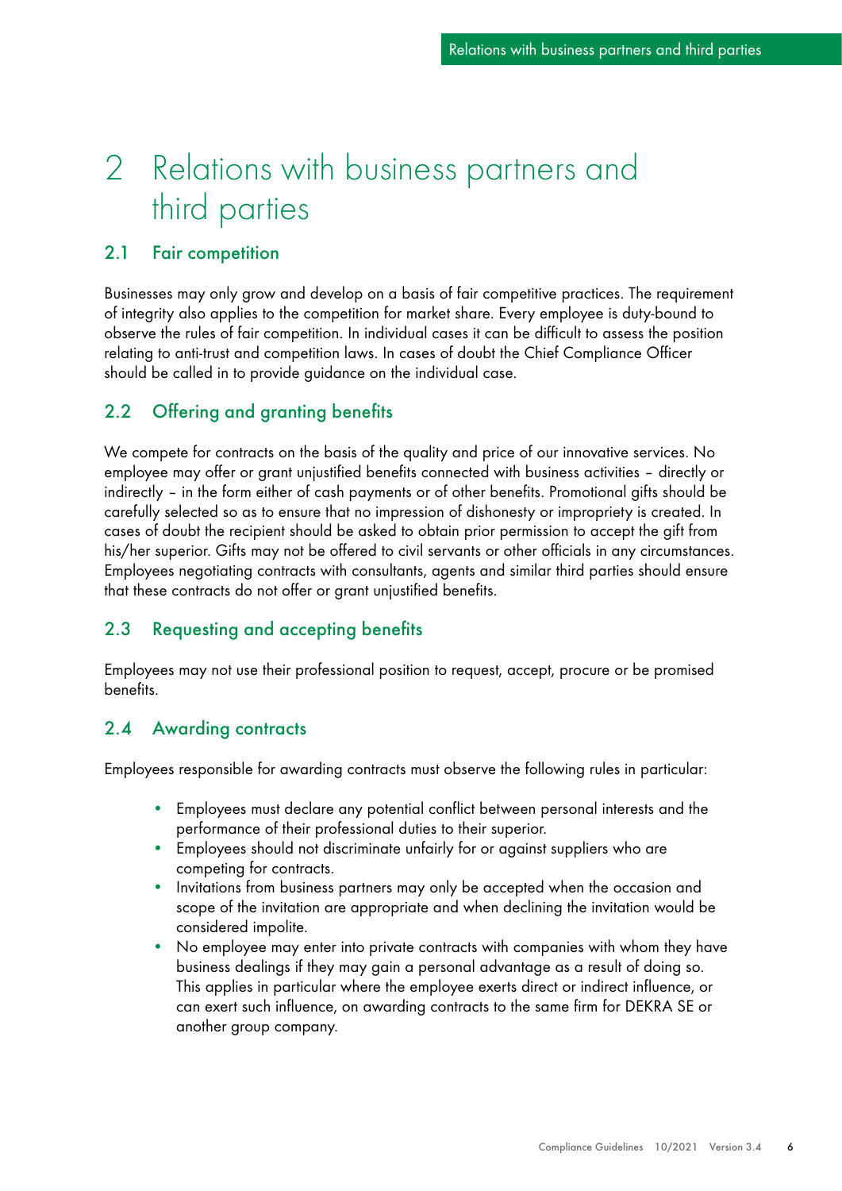# 2 Relations with business partners and third parties

## 2.1 Fair competition

Businesses may only grow and develop on a basis of fair competitive practices. The requirement of integrity also applies to the competition for market share. Every employee is duty-bound to observe the rules of fair competition. In individual cases it can be difficult to assess the position relating to anti-trust and competition laws. In cases of doubt the Chief Compliance Officer should be called in to provide guidance on the individual case.

## 2.2 Offering and granting benefits

We compete for contracts on the basis of the quality and price of our innovative services. No employee may offer or grant unjustified benefits connected with business activities – directly or indirectly – in the form either of cash payments or of other benefits. Promotional gifts should be carefully selected so as to ensure that no impression of dishonesty or impropriety is created. In cases of doubt the recipient should be asked to obtain prior permission to accept the gift from his/her superior. Gifts may not be offered to civil servants or other officials in any circumstances. Employees negotiating contracts with consultants, agents and similar third parties should ensure that these contracts do not offer or grant unjustified benefits.

## 2.3 Requesting and accepting benefits

Employees may not use their professional position to request, accept, procure or be promised benefits.

## 2.4 Awarding contracts

Employees responsible for awarding contracts must observe the following rules in particular:

- Employees must declare any potential conflict between personal interests and the performance of their professional duties to their superior.
- Employees should not discriminate unfairly for or against suppliers who are competing for contracts.
- Invitations from business partners may only be accepted when the occasion and scope of the invitation are appropriate and when declining the invitation would be considered impolite.
- No employee may enter into private contracts with companies with whom they have business dealings if they may gain a personal advantage as a result of doing so. This applies in particular where the employee exerts direct or indirect influence, or can exert such influence, on awarding contracts to the same firm for DEKRA SE or another group company.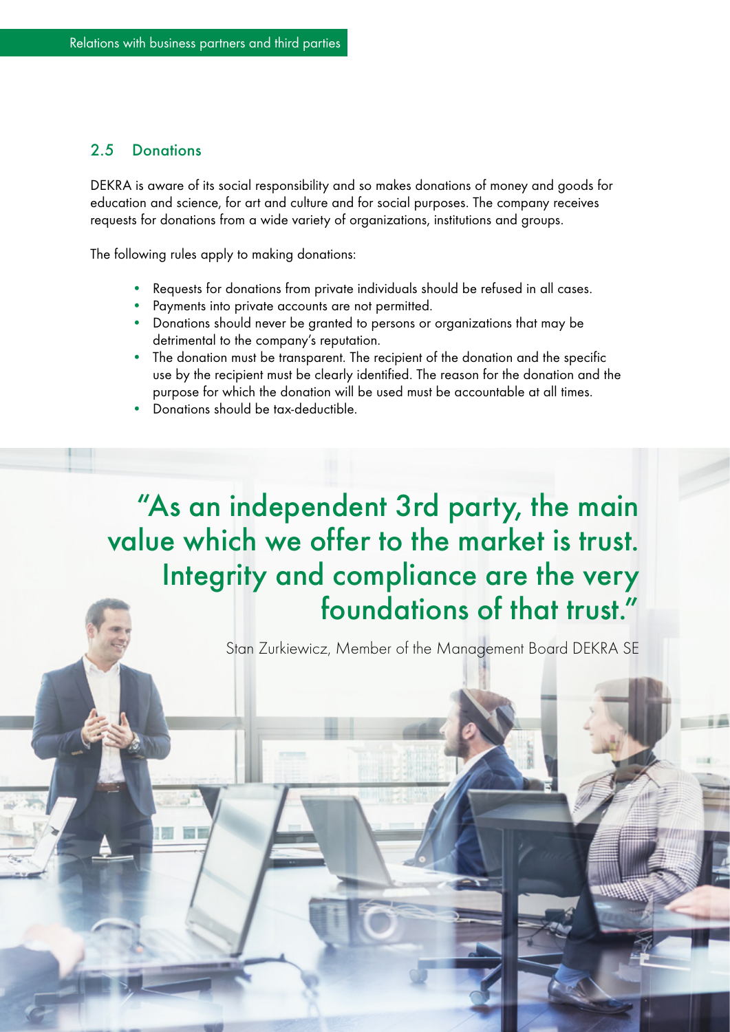## 2.5 Donations

DEKRA is aware of its social responsibility and so makes donations of money and goods for education and science, for art and culture and for social purposes. The company receives requests for donations from a wide variety of organizations, institutions and groups.

The following rules apply to making donations:

- Requests for donations from private individuals should be refused in all cases.
- Payments into private accounts are not permitted.
- Donations should never be granted to persons or organizations that may be detrimental to the company's reputation.
- The donation must be transparent. The recipient of the donation and the specific use by the recipient must be clearly identified. The reason for the donation and the purpose for which the donation will be used must be accountable at all times.
- Donations should be tax-deductible.

> "As an independent 3rd party, the main value which we offer to the market is trust. Integrity and compliance are the very foundations of that trust."
>
> Stan Zurkiewicz, Member of the Management Board DEKRA SE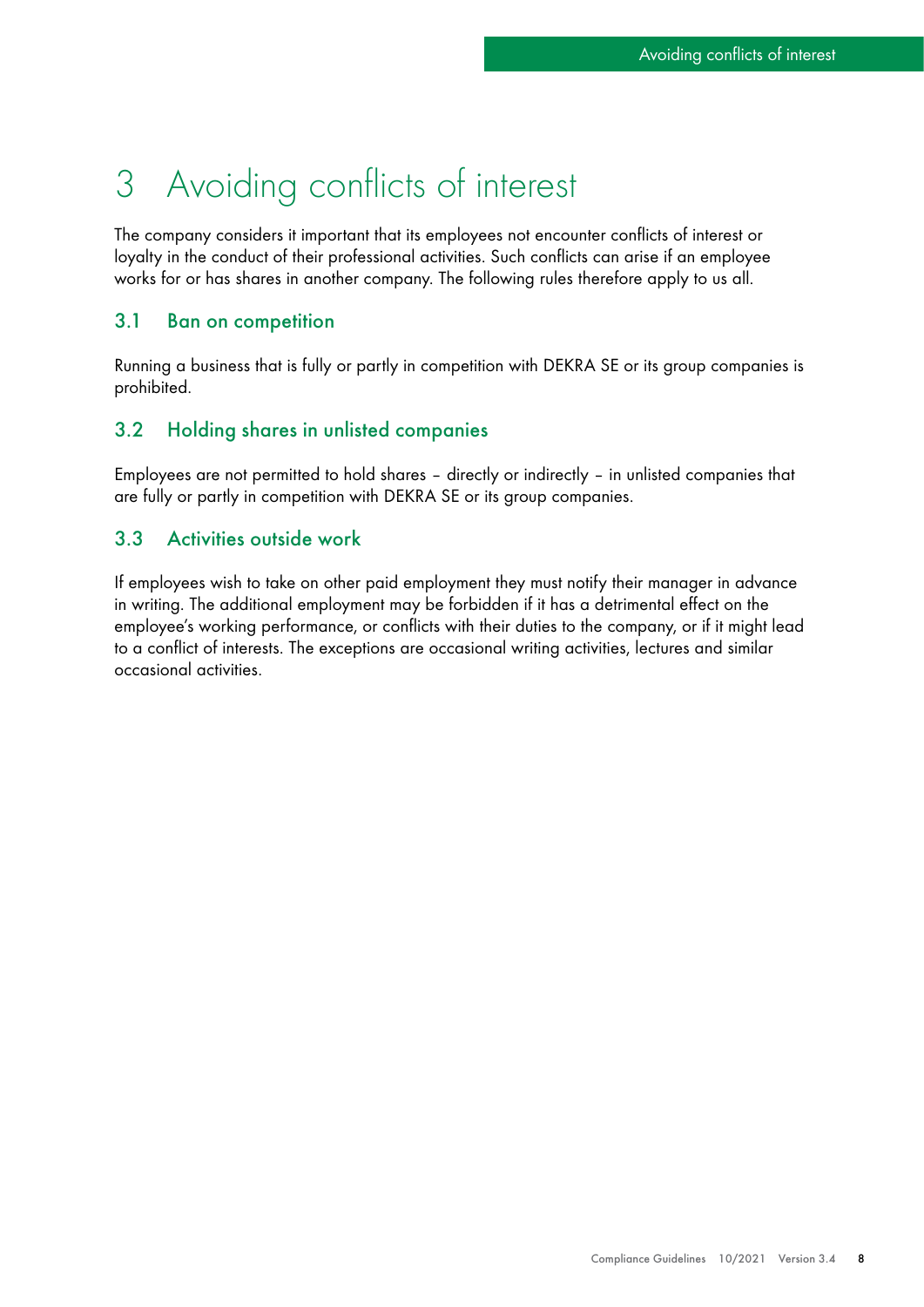# 3 Avoiding conflicts of interest

The company considers it important that its employees not encounter conflicts of interest or loyalty in the conduct of their professional activities. Such conflicts can arise if an employee works for or has shares in another company. The following rules therefore apply to us all.

## 3.1 Ban on competition

Running a business that is fully or partly in competition with DEKRA SE or its group companies is prohibited.

## 3.2 Holding shares in unlisted companies

Employees are not permitted to hold shares – directly or indirectly – in unlisted companies that are fully or partly in competition with DEKRA SE or its group companies.

## 3.3 Activities outside work

If employees wish to take on other paid employment they must notify their manager in advance in writing. The additional employment may be forbidden if it has a detrimental effect on the employee's working performance, or conflicts with their duties to the company, or if it might lead to a conflict of interests. The exceptions are occasional writing activities, lectures and similar occasional activities.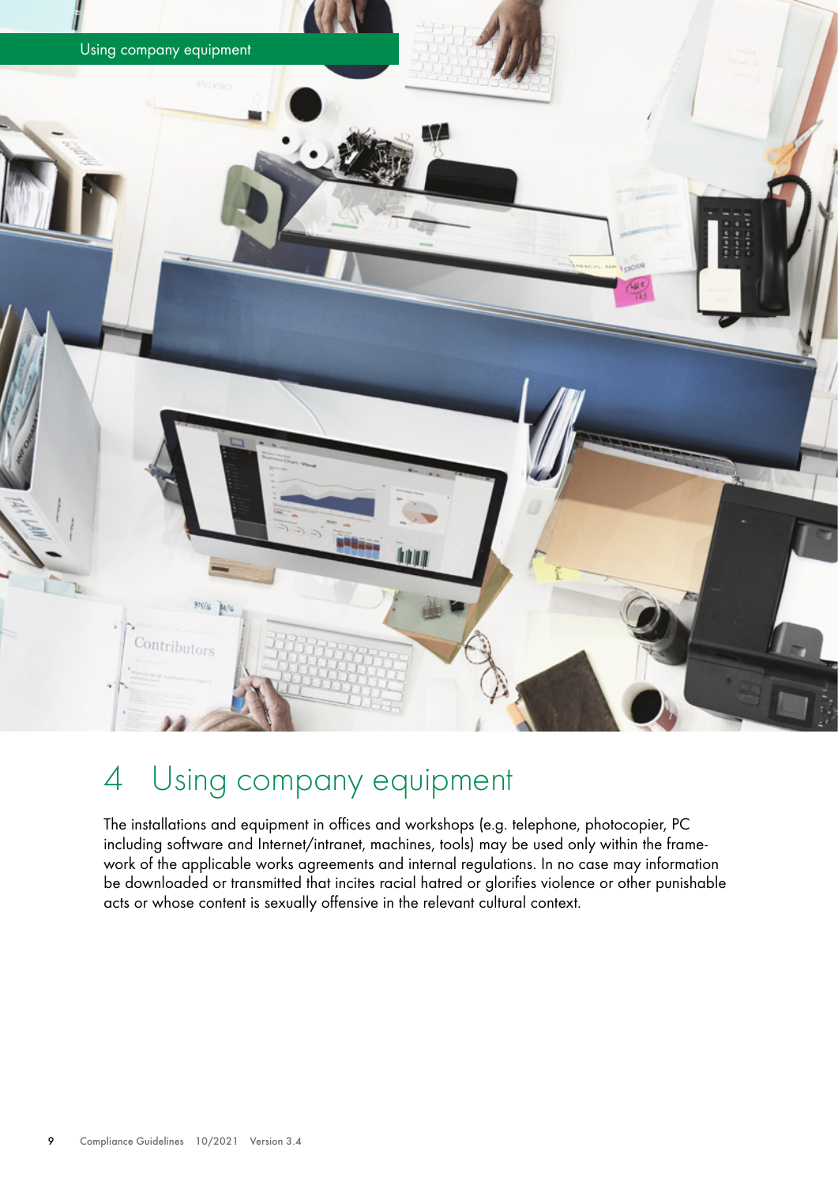# 4 Using company equipment

The installations and equipment in offices and workshops (e.g. telephone, photocopier, PC including software and Internet/intranet, machines, tools) may be used only within the framework of the applicable works agreements and internal regulations. In no case may information be downloaded or transmitted that incites racial hatred or glorifies violence or other punishable acts or whose content is sexually offensive in the relevant cultural context.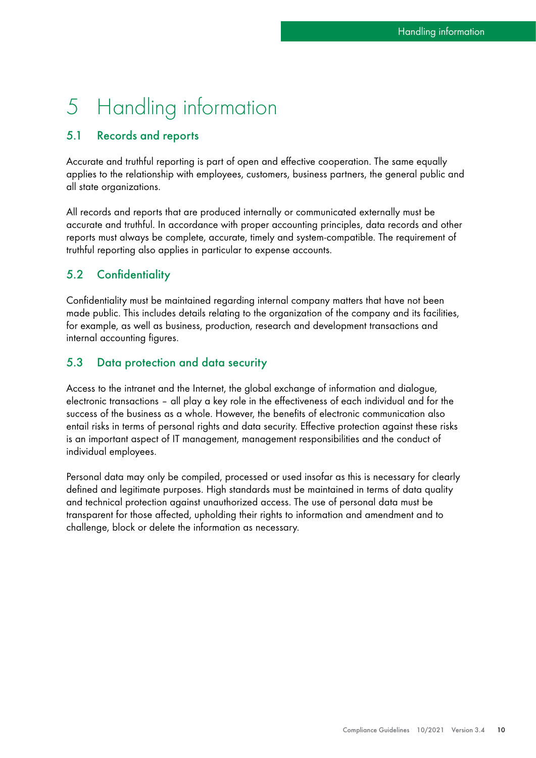# 5 Handling information

## 5.1 Records and reports

Accurate and truthful reporting is part of open and effective cooperation. The same equally applies to the relationship with employees, customers, business partners, the general public and all state organizations.

All records and reports that are produced internally or communicated externally must be accurate and truthful. In accordance with proper accounting principles, data records and other reports must always be complete, accurate, timely and system-compatible. The requirement of truthful reporting also applies in particular to expense accounts.

## 5.2 Confidentiality

Confidentiality must be maintained regarding internal company matters that have not been made public. This includes details relating to the organization of the company and its facilities, for example, as well as business, production, research and development transactions and internal accounting figures.

## 5.3 Data protection and data security

Access to the intranet and the Internet, the global exchange of information and dialogue, electronic transactions – all play a key role in the effectiveness of each individual and for the success of the business as a whole. However, the benefits of electronic communication also entail risks in terms of personal rights and data security. Effective protection against these risks is an important aspect of IT management, management responsibilities and the conduct of individual employees.

Personal data may only be compiled, processed or used insofar as this is necessary for clearly defined and legitimate purposes. High standards must be maintained in terms of data quality and technical protection against unauthorized access. The use of personal data must be transparent for those affected, upholding their rights to information and amendment and to challenge, block or delete the information as necessary.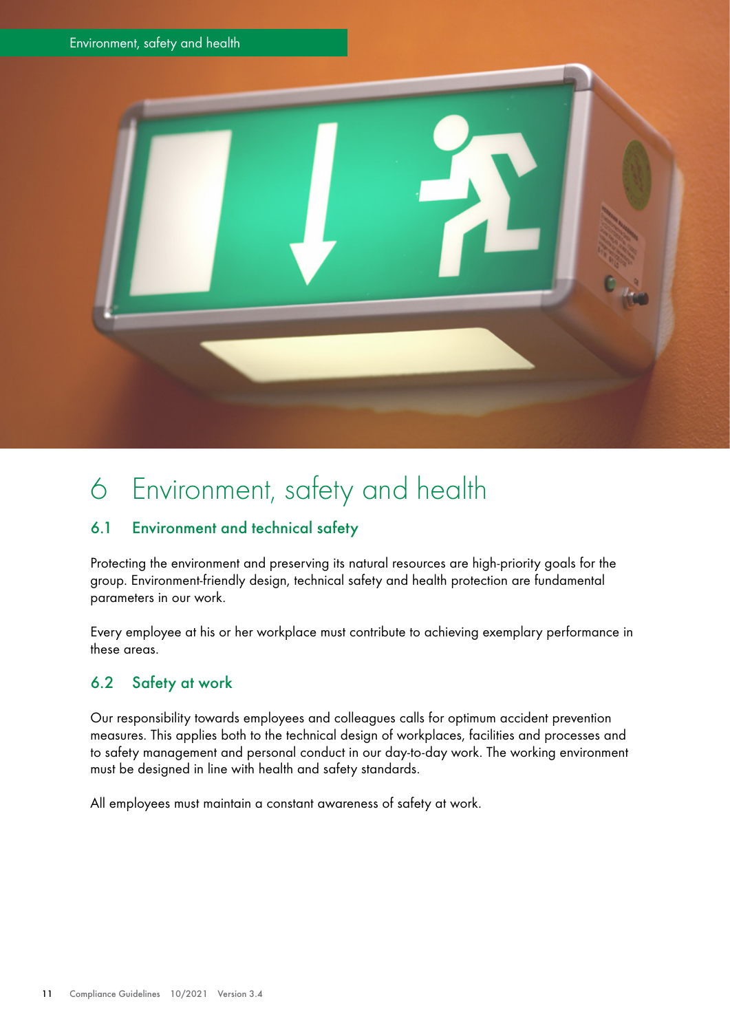# 6 Environment, safety and health

## 6.1 Environment and technical safety

Protecting the environment and preserving its natural resources are high-priority goals for the group. Environment-friendly design, technical safety and health protection are fundamental parameters in our work.

Every employee at his or her workplace must contribute to achieving exemplary performance in these areas.

## 6.2 Safety at work

Our responsibility towards employees and colleagues calls for optimum accident prevention measures. This applies both to the technical design of workplaces, facilities and processes and to safety management and personal conduct in our day-to-day work. The working environment must be designed in line with health and safety standards.

All employees must maintain a constant awareness of safety at work.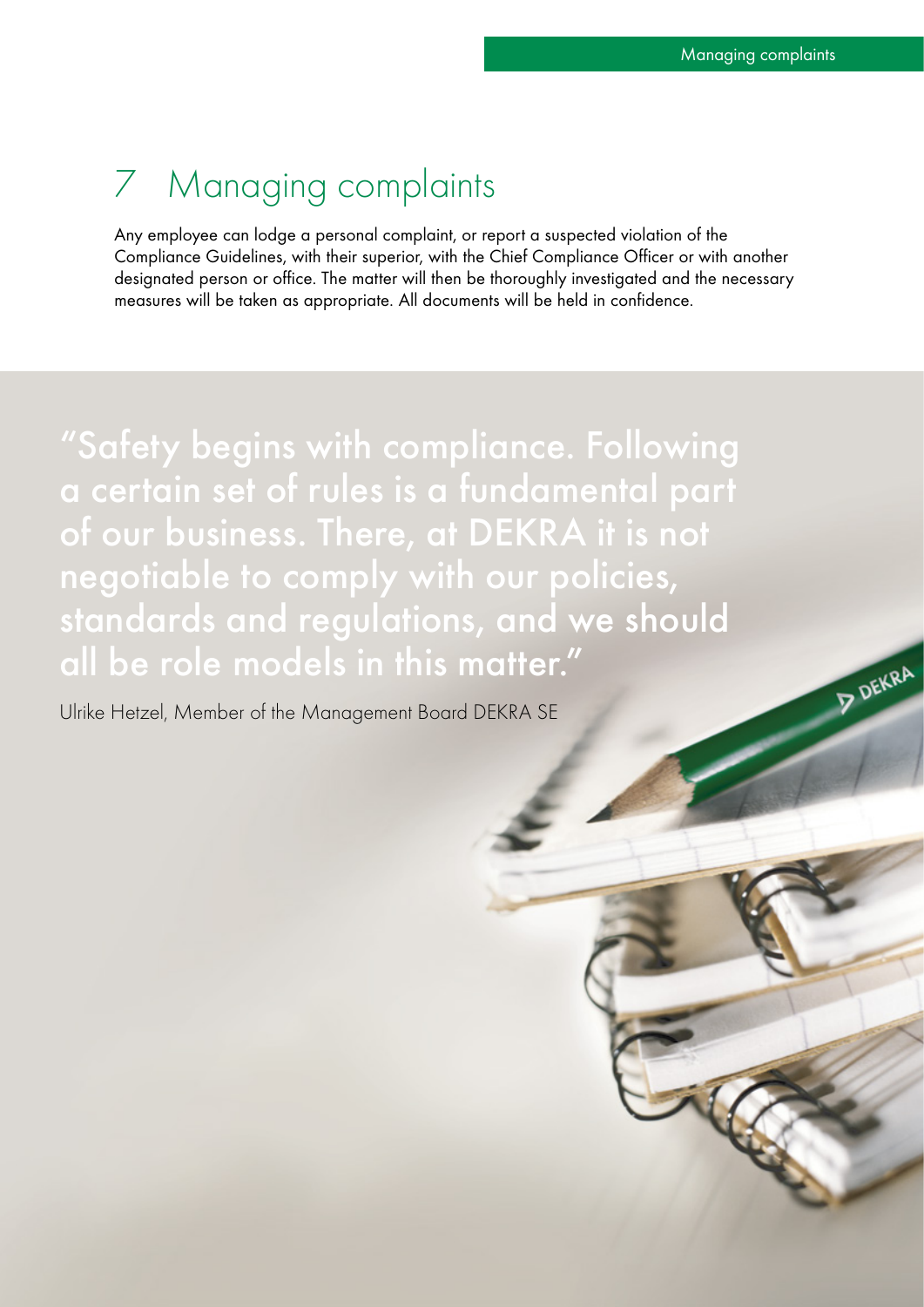# 7 Managing complaints

Any employee can lodge a personal complaint, or report a suspected violation of the Compliance Guidelines, with their superior, with the Chief Compliance Officer or with another designated person or office. The matter will then be thoroughly investigated and the necessary measures will be taken as appropriate. All documents will be held in confidence.

"Safety begins with compliance. Following a certain set of rules is a fundamental part of our business. There, at DEKRA it is not negotiable to comply with our policies, standards and regulations, and we should all be role models in this matter."

Ulrike Hetzel, Member of the Management Board DEKRA SE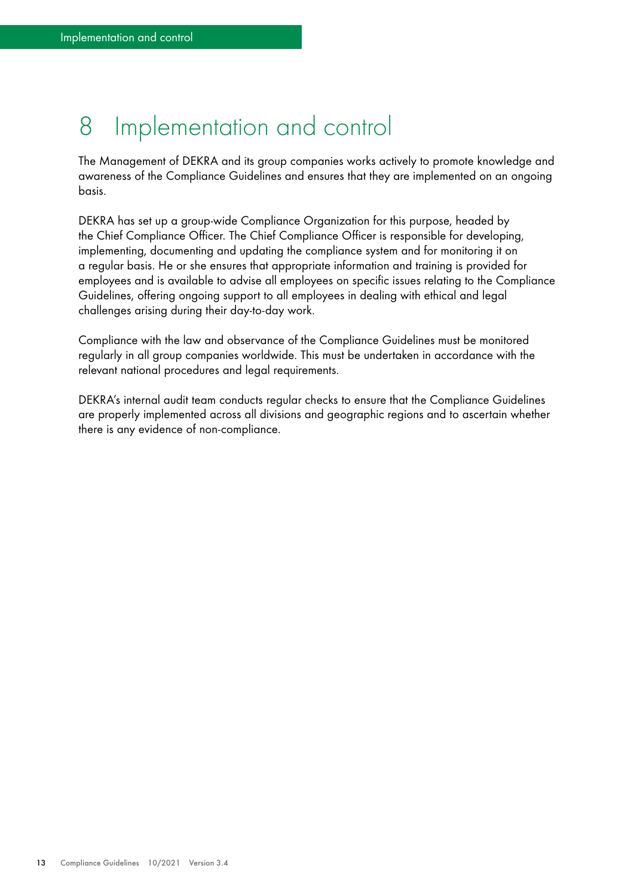# 8 Implementation and control

The Management of DEKRA and its group companies works actively to promote knowledge and awareness of the Compliance Guidelines and ensures that they are implemented on an ongoing basis.

DEKRA has set up a group-wide Compliance Organization for this purpose, headed by the Chief Compliance Officer. The Chief Compliance Officer is responsible for developing, implementing, documenting and updating the compliance system and for monitoring it on a regular basis. He or she ensures that appropriate information and training is provided for employees and is available to advise all employees on specific issues relating to the Compliance Guidelines, offering ongoing support to all employees in dealing with ethical and legal challenges arising during their day-to-day work.

Compliance with the law and observance of the Compliance Guidelines must be monitored regularly in all group companies worldwide. This must be undertaken in accordance with the relevant national procedures and legal requirements.

DEKRA's internal audit team conducts regular checks to ensure that the Compliance Guidelines are properly implemented across all divisions and geographic regions and to ascertain whether there is any evidence of non-compliance.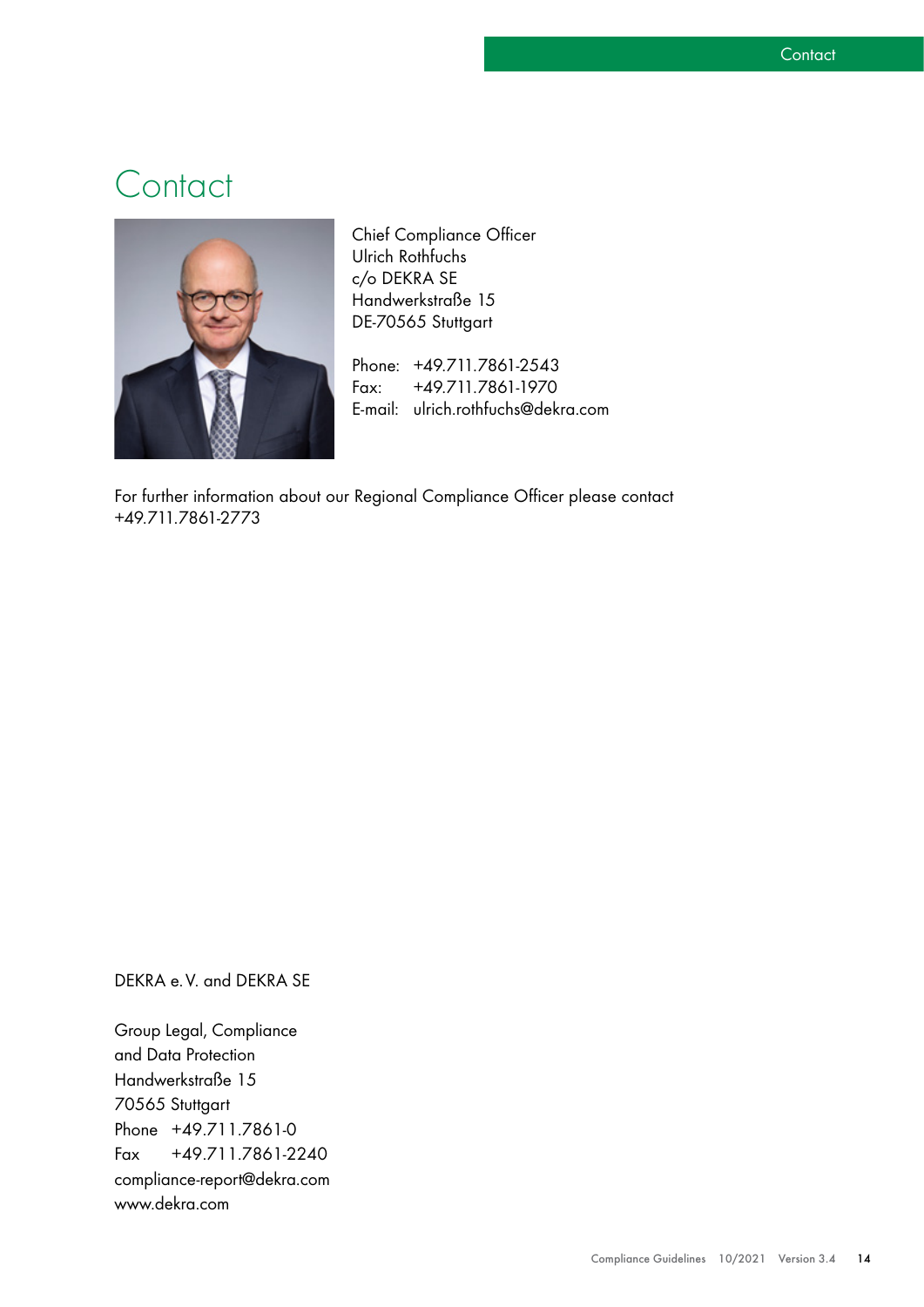# Contact

Chief Compliance Officer
Ulrich Rothfuchs
c/o DEKRA SE
Handwerkstraße 15
DE-70565 Stuttgart

Phone: +49.711.7861-2543
Fax: +49.711.7861-1970
E-mail: ulrich.rothfuchs@dekra.com

For further information about our Regional Compliance Officer please contact +49.711.7861-2773

DEKRA e. V. and DEKRA SE

Group Legal, Compliance
and Data Protection
Handwerkstraße 15
70565 Stuttgart
Phone +49.711.7861-0
Fax +49.711.7861-2240
compliance-report@dekra.com
www.dekra.com